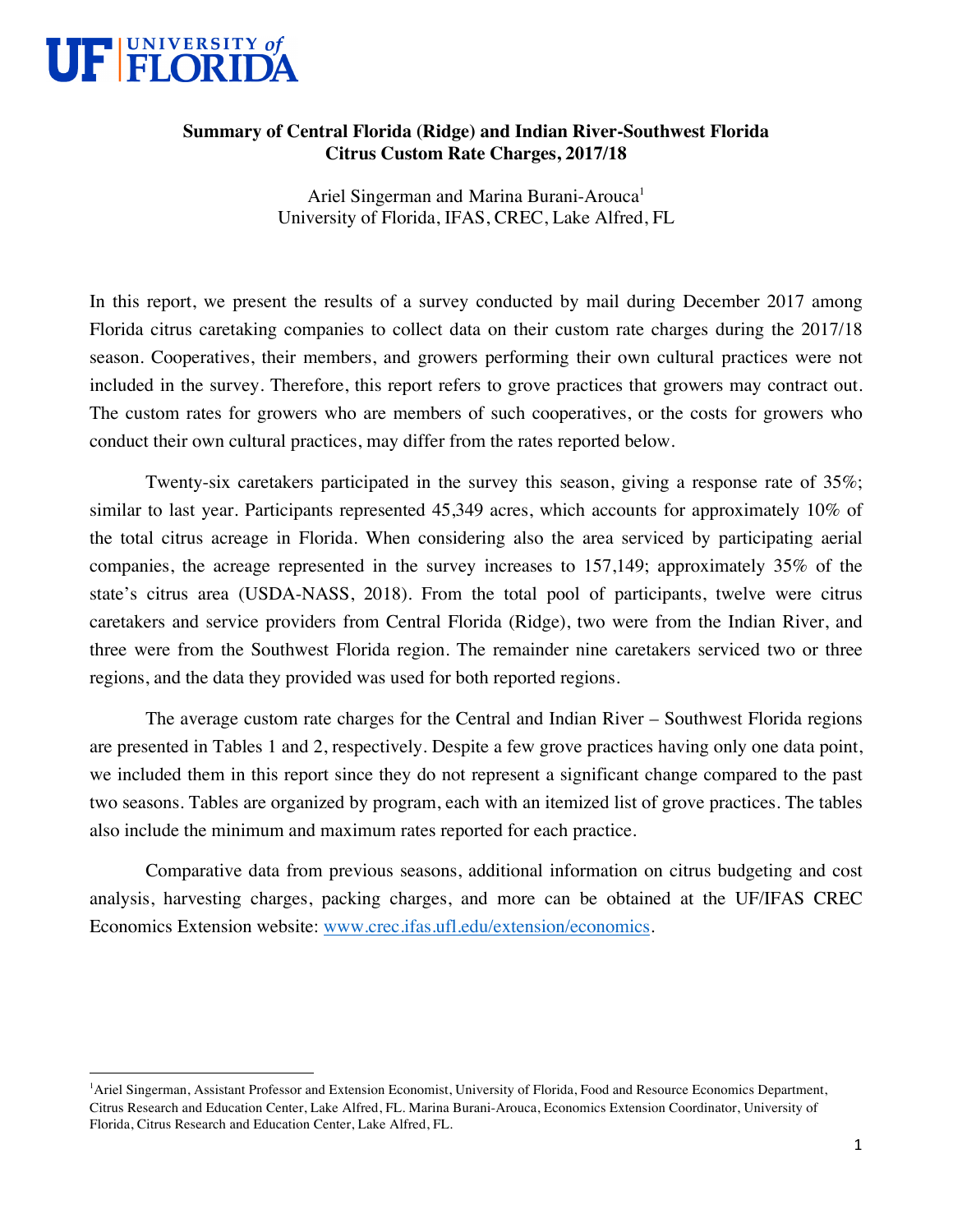UF | UNIVERSITY of FLORIDA

# Summary of Central Florida (Ridge) and Indian River-Southwest Florida Citrus Custom Rate Charges, 2017/18

Ariel Singerman and Marina Burani-Arouca[1]
University of Florida, IFAS, CREC, Lake Alfred, FL

In this report, we present the results of a survey conducted by mail during December 2017 among Florida citrus caretaking companies to collect data on their custom rate charges during the 2017/18 season. Cooperatives, their members, and growers performing their own cultural practices were not included in the survey. Therefore, this report refers to grove practices that growers may contract out. The custom rates for growers who are members of such cooperatives, or the costs for growers who conduct their own cultural practices, may differ from the rates reported below.

Twenty-six caretakers participated in the survey this season, giving a response rate of 35%; similar to last year. Participants represented 45,349 acres, which accounts for approximately 10% of the total citrus acreage in Florida. When considering also the area serviced by participating aerial companies, the acreage represented in the survey increases to 157,149; approximately 35% of the state's citrus area (USDA-NASS, 2018). From the total pool of participants, twelve were citrus caretakers and service providers from Central Florida (Ridge), two were from the Indian River, and three were from the Southwest Florida region. The remainder nine caretakers serviced two or three regions, and the data they provided was used for both reported regions.

The average custom rate charges for the Central and Indian River – Southwest Florida regions are presented in Tables 1 and 2, respectively. Despite a few grove practices having only one data point, we included them in this report since they do not represent a significant change compared to the past two seasons. Tables are organized by program, each with an itemized list of grove practices. The tables also include the minimum and maximum rates reported for each practice.

Comparative data from previous seasons, additional information on citrus budgeting and cost analysis, harvesting charges, packing charges, and more can be obtained at the UF/IFAS CREC Economics Extension website: www.crec.ifas.ufl.edu/extension/economics.

---

[1] Ariel Singerman, Assistant Professor and Extension Economist, University of Florida, Food and Resource Economics Department, Citrus Research and Education Center, Lake Alfred, FL. Marina Burani-Arouca, Economics Extension Coordinator, University of Florida, Citrus Research and Education Center, Lake Alfred, FL.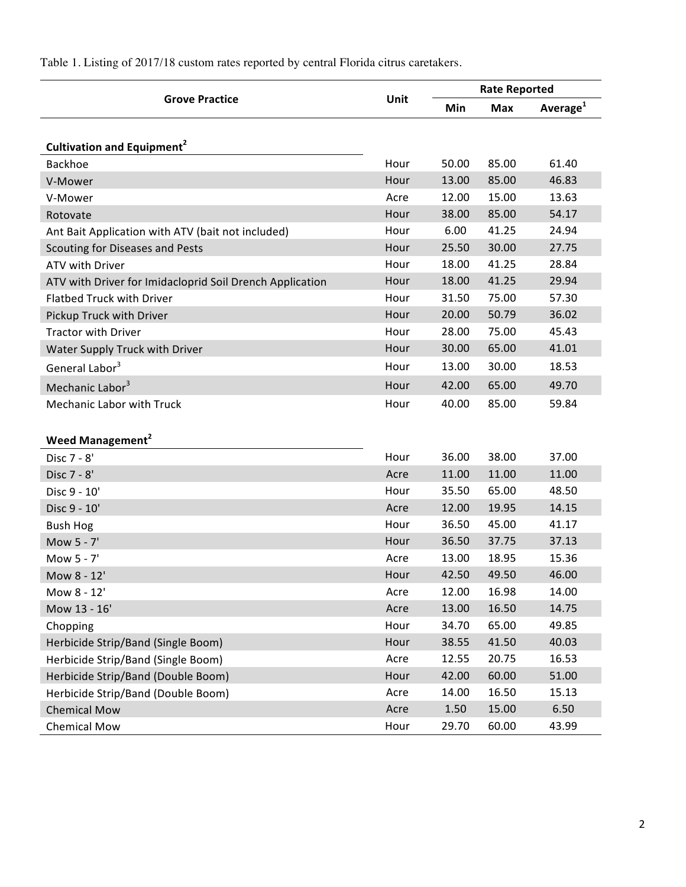Table 1. Listing of 2017/18 custom rates reported by central Florida citrus caretakers.

| Grove Practice | Unit | Rate Reported | | |
|---|---|---|---|---|
| | | Min | Max | Average[1] |
| **Cultivation and Equipment[2]** | | | | |
| Backhoe | Hour | 50.00 | 85.00 | 61.40 |
| V-Mower | Hour | 13.00 | 85.00 | 46.83 |
| V-Mower | Acre | 12.00 | 15.00 | 13.63 |
| Rotovate | Hour | 38.00 | 85.00 | 54.17 |
| Ant Bait Application with ATV (bait not included) | Hour | 6.00 | 41.25 | 24.94 |
| Scouting for Diseases and Pests | Hour | 25.50 | 30.00 | 27.75 |
| ATV with Driver | Hour | 18.00 | 41.25 | 28.84 |
| ATV with Driver for Imidacloprid Soil Drench Application | Hour | 18.00 | 41.25 | 29.94 |
| Flatbed Truck with Driver | Hour | 31.50 | 75.00 | 57.30 |
| Pickup Truck with Driver | Hour | 20.00 | 50.79 | 36.02 |
| Tractor with Driver | Hour | 28.00 | 75.00 | 45.43 |
| Water Supply Truck with Driver | Hour | 30.00 | 65.00 | 41.01 |
| General Labor[3] | Hour | 13.00 | 30.00 | 18.53 |
| Mechanic Labor[3] | Hour | 42.00 | 65.00 | 49.70 |
| Mechanic Labor with Truck | Hour | 40.00 | 85.00 | 59.84 |
| **Weed Management[2]** | | | | |
| Disc 7 - 8' | Hour | 36.00 | 38.00 | 37.00 |
| Disc 7 - 8' | Acre | 11.00 | 11.00 | 11.00 |
| Disc 9 - 10' | Hour | 35.50 | 65.00 | 48.50 |
| Disc 9 - 10' | Acre | 12.00 | 19.95 | 14.15 |
| Bush Hog | Hour | 36.50 | 45.00 | 41.17 |
| Mow 5 - 7' | Hour | 36.50 | 37.75 | 37.13 |
| Mow 5 - 7' | Acre | 13.00 | 18.95 | 15.36 |
| Mow 8 - 12' | Hour | 42.50 | 49.50 | 46.00 |
| Mow 8 - 12' | Acre | 12.00 | 16.98 | 14.00 |
| Mow 13 - 16' | Acre | 13.00 | 16.50 | 14.75 |
| Chopping | Hour | 34.70 | 65.00 | 49.85 |
| Herbicide Strip/Band (Single Boom) | Hour | 38.55 | 41.50 | 40.03 |
| Herbicide Strip/Band (Single Boom) | Acre | 12.55 | 20.75 | 16.53 |
| Herbicide Strip/Band (Double Boom) | Hour | 42.00 | 60.00 | 51.00 |
| Herbicide Strip/Band (Double Boom) | Acre | 14.00 | 16.50 | 15.13 |
| Chemical Mow | Acre | 1.50 | 15.00 | 6.50 |
| Chemical Mow | Hour | 29.70 | 60.00 | 43.99 |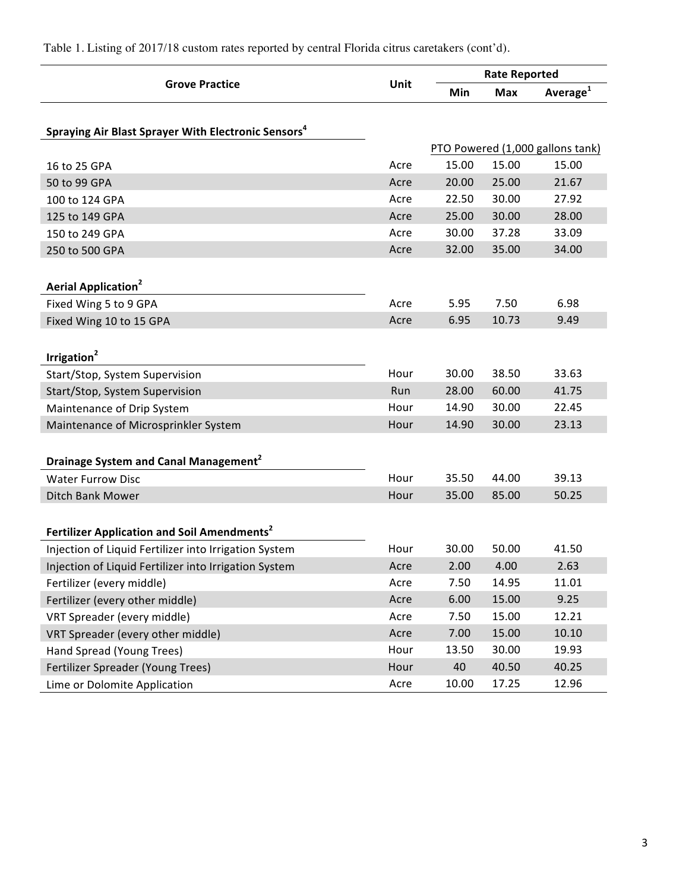Table 1. Listing of 2017/18 custom rates reported by central Florida citrus caretakers (cont'd).

| Grove Practice | Unit | Rate Reported | | |
|---|---|---|---|---|
| | | Min | Max | Average[1] |
| **Spraying Air Blast Sprayer With Electronic Sensors[4]** | | | | |
| | | PTO Powered (1,000 gallons tank) | | |
| 16 to 25 GPA | Acre | 15.00 | 15.00 | 15.00 |
| 50 to 99 GPA | Acre | 20.00 | 25.00 | 21.67 |
| 100 to 124 GPA | Acre | 22.50 | 30.00 | 27.92 |
| 125 to 149 GPA | Acre | 25.00 | 30.00 | 28.00 |
| 150 to 249 GPA | Acre | 30.00 | 37.28 | 33.09 |
| 250 to 500 GPA | Acre | 32.00 | 35.00 | 34.00 |
| **Aerial Application[2]** | | | | |
| Fixed Wing 5 to 9 GPA | Acre | 5.95 | 7.50 | 6.98 |
| Fixed Wing 10 to 15 GPA | Acre | 6.95 | 10.73 | 9.49 |
| **Irrigation[2]** | | | | |
| Start/Stop, System Supervision | Hour | 30.00 | 38.50 | 33.63 |
| Start/Stop, System Supervision | Run | 28.00 | 60.00 | 41.75 |
| Maintenance of Drip System | Hour | 14.90 | 30.00 | 22.45 |
| Maintenance of Microsprinkler System | Hour | 14.90 | 30.00 | 23.13 |
| **Drainage System and Canal Management[2]** | | | | |
| Water Furrow Disc | Hour | 35.50 | 44.00 | 39.13 |
| Ditch Bank Mower | Hour | 35.00 | 85.00 | 50.25 |
| **Fertilizer Application and Soil Amendments[2]** | | | | |
| Injection of Liquid Fertilizer into Irrigation System | Hour | 30.00 | 50.00 | 41.50 |
| Injection of Liquid Fertilizer into Irrigation System | Acre | 2.00 | 4.00 | 2.63 |
| Fertilizer (every middle) | Acre | 7.50 | 14.95 | 11.01 |
| Fertilizer (every other middle) | Acre | 6.00 | 15.00 | 9.25 |
| VRT Spreader (every middle) | Acre | 7.50 | 15.00 | 12.21 |
| VRT Spreader (every other middle) | Acre | 7.00 | 15.00 | 10.10 |
| Hand Spread (Young Trees) | Hour | 13.50 | 30.00 | 19.93 |
| Fertilizer Spreader (Young Trees) | Hour | 40 | 40.50 | 40.25 |
| Lime or Dolomite Application | Acre | 10.00 | 17.25 | 12.96 |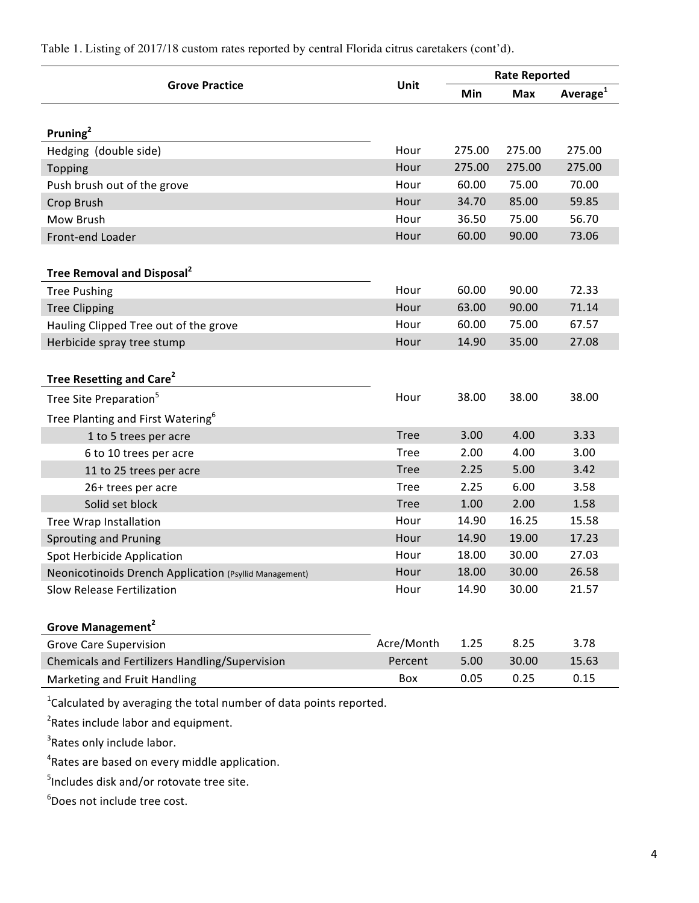Table 1. Listing of 2017/18 custom rates reported by central Florida citrus caretakers (cont'd).

| Grove Practice | Unit | Rate Reported | | |
|---|---|---|---|---|
| | | Min | Max | Average[1] |
| **Pruning[2]** | | | | |
| Hedging (double side) | Hour | 275.00 | 275.00 | 275.00 |
| Topping | Hour | 275.00 | 275.00 | 275.00 |
| Push brush out of the grove | Hour | 60.00 | 75.00 | 70.00 |
| Crop Brush | Hour | 34.70 | 85.00 | 59.85 |
| Mow Brush | Hour | 36.50 | 75.00 | 56.70 |
| Front-end Loader | Hour | 60.00 | 90.00 | 73.06 |
| **Tree Removal and Disposal[2]** | | | | |
| Tree Pushing | Hour | 60.00 | 90.00 | 72.33 |
| Tree Clipping | Hour | 63.00 | 90.00 | 71.14 |
| Hauling Clipped Tree out of the grove | Hour | 60.00 | 75.00 | 67.57 |
| Herbicide spray tree stump | Hour | 14.90 | 35.00 | 27.08 |
| **Tree Resetting and Care[2]** | | | | |
| Tree Site Preparation[5] | Hour | 38.00 | 38.00 | 38.00 |
| Tree Planting and First Watering[6] | | | | |
| 1 to 5 trees per acre | Tree | 3.00 | 4.00 | 3.33 |
| 6 to 10 trees per acre | Tree | 2.00 | 4.00 | 3.00 |
| 11 to 25 trees per acre | Tree | 2.25 | 5.00 | 3.42 |
| 26+ trees per acre | Tree | 2.25 | 6.00 | 3.58 |
| Solid set block | Tree | 1.00 | 2.00 | 1.58 |
| Tree Wrap Installation | Hour | 14.90 | 16.25 | 15.58 |
| Sprouting and Pruning | Hour | 14.90 | 19.00 | 17.23 |
| Spot Herbicide Application | Hour | 18.00 | 30.00 | 27.03 |
| Neonicotinoids Drench Application (Psyllid Management) | Hour | 18.00 | 30.00 | 26.58 |
| Slow Release Fertilization | Hour | 14.90 | 30.00 | 21.57 |
| **Grove Management[2]** | | | | |
| Grove Care Supervision | Acre/Month | 1.25 | 8.25 | 3.78 |
| Chemicals and Fertilizers Handling/Supervision | Percent | 5.00 | 30.00 | 15.63 |
| Marketing and Fruit Handling | Box | 0.05 | 0.25 | 0.15 |

[1]Calculated by averaging the total number of data points reported.

[2]Rates include labor and equipment.

[3]Rates only include labor.

[4]Rates are based on every middle application.

[5]Includes disk and/or rotovate tree site.

[6]Does not include tree cost.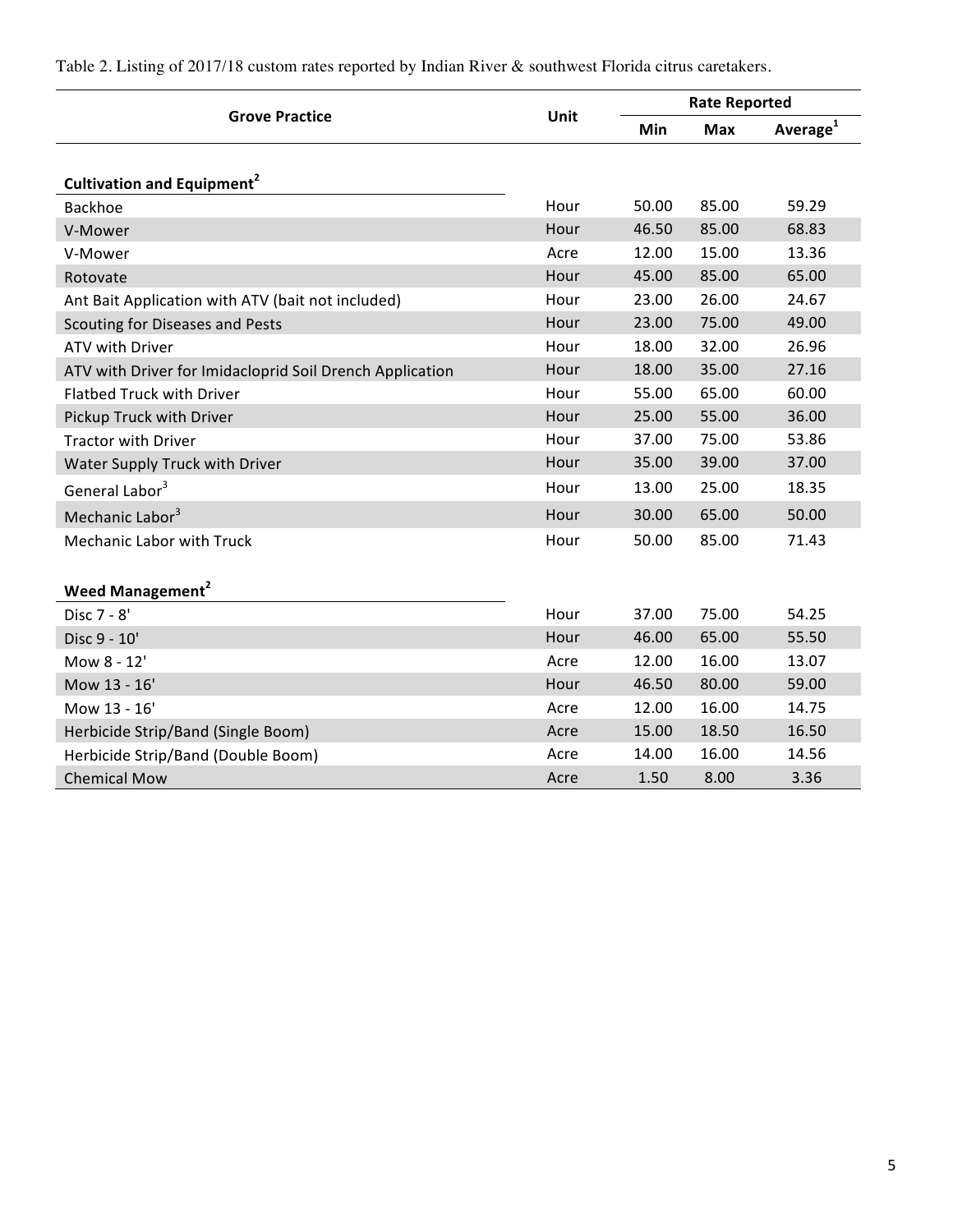Table 2. Listing of 2017/18 custom rates reported by Indian River & southwest Florida citrus caretakers.

| Grove Practice | Unit | Rate Reported | | |
|---|---|---|---|---|
| | | Min | Max | Average[1] |
| **Cultivation and Equipment[2]** | | | | |
| Backhoe | Hour | 50.00 | 85.00 | 59.29 |
| V-Mower | Hour | 46.50 | 85.00 | 68.83 |
| V-Mower | Acre | 12.00 | 15.00 | 13.36 |
| Rotovate | Hour | 45.00 | 85.00 | 65.00 |
| Ant Bait Application with ATV (bait not included) | Hour | 23.00 | 26.00 | 24.67 |
| Scouting for Diseases and Pests | Hour | 23.00 | 75.00 | 49.00 |
| ATV with Driver | Hour | 18.00 | 32.00 | 26.96 |
| ATV with Driver for Imidacloprid Soil Drench Application | Hour | 18.00 | 35.00 | 27.16 |
| Flatbed Truck with Driver | Hour | 55.00 | 65.00 | 60.00 |
| Pickup Truck with Driver | Hour | 25.00 | 55.00 | 36.00 |
| Tractor with Driver | Hour | 37.00 | 75.00 | 53.86 |
| Water Supply Truck with Driver | Hour | 35.00 | 39.00 | 37.00 |
| General Labor[3] | Hour | 13.00 | 25.00 | 18.35 |
| Mechanic Labor[3] | Hour | 30.00 | 65.00 | 50.00 |
| Mechanic Labor with Truck | Hour | 50.00 | 85.00 | 71.43 |
| **Weed Management[2]** | | | | |
| Disc 7 - 8' | Hour | 37.00 | 75.00 | 54.25 |
| Disc 9 - 10' | Hour | 46.00 | 65.00 | 55.50 |
| Mow 8 - 12' | Acre | 12.00 | 16.00 | 13.07 |
| Mow 13 - 16' | Hour | 46.50 | 80.00 | 59.00 |
| Mow 13 - 16' | Acre | 12.00 | 16.00 | 14.75 |
| Herbicide Strip/Band (Single Boom) | Acre | 15.00 | 18.50 | 16.50 |
| Herbicide Strip/Band (Double Boom) | Acre | 14.00 | 16.00 | 14.56 |
| Chemical Mow | Acre | 1.50 | 8.00 | 3.36 |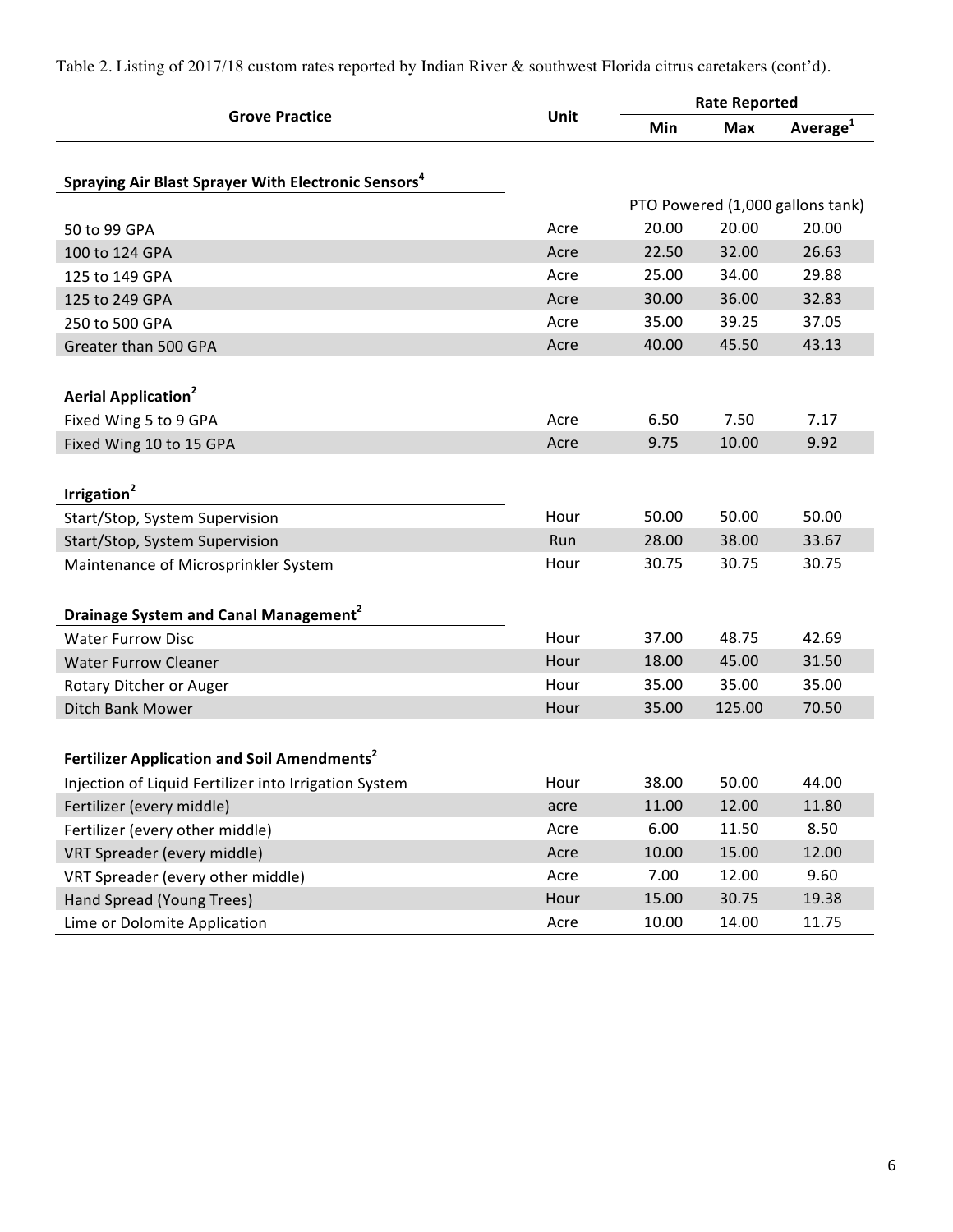Table 2. Listing of 2017/18 custom rates reported by Indian River & southwest Florida citrus caretakers (cont'd).

| Grove Practice | Unit | Rate Reported | | |
|---|---|---|---|---|
| | | Min | Max | Average[1] |
| **Spraying Air Blast Sprayer With Electronic Sensors[4]** | | | | |
| | | PTO Powered (1,000 gallons tank) | | |
| 50 to 99 GPA | Acre | 20.00 | 20.00 | 20.00 |
| 100 to 124 GPA | Acre | 22.50 | 32.00 | 26.63 |
| 125 to 149 GPA | Acre | 25.00 | 34.00 | 29.88 |
| 125 to 249 GPA | Acre | 30.00 | 36.00 | 32.83 |
| 250 to 500 GPA | Acre | 35.00 | 39.25 | 37.05 |
| Greater than 500 GPA | Acre | 40.00 | 45.50 | 43.13 |
| **Aerial Application[2]** | | | | |
| Fixed Wing 5 to 9 GPA | Acre | 6.50 | 7.50 | 7.17 |
| Fixed Wing 10 to 15 GPA | Acre | 9.75 | 10.00 | 9.92 |
| **Irrigation[2]** | | | | |
| Start/Stop, System Supervision | Hour | 50.00 | 50.00 | 50.00 |
| Start/Stop, System Supervision | Run | 28.00 | 38.00 | 33.67 |
| Maintenance of Microsprinkler System | Hour | 30.75 | 30.75 | 30.75 |
| **Drainage System and Canal Management[2]** | | | | |
| Water Furrow Disc | Hour | 37.00 | 48.75 | 42.69 |
| Water Furrow Cleaner | Hour | 18.00 | 45.00 | 31.50 |
| Rotary Ditcher or Auger | Hour | 35.00 | 35.00 | 35.00 |
| Ditch Bank Mower | Hour | 35.00 | 125.00 | 70.50 |
| **Fertilizer Application and Soil Amendments[2]** | | | | |
| Injection of Liquid Fertilizer into Irrigation System | Hour | 38.00 | 50.00 | 44.00 |
| Fertilizer (every middle) | acre | 11.00 | 12.00 | 11.80 |
| Fertilizer (every other middle) | Acre | 6.00 | 11.50 | 8.50 |
| VRT Spreader (every middle) | Acre | 10.00 | 15.00 | 12.00 |
| VRT Spreader (every other middle) | Acre | 7.00 | 12.00 | 9.60 |
| Hand Spread (Young Trees) | Hour | 15.00 | 30.75 | 19.38 |
| Lime or Dolomite Application | Acre | 10.00 | 14.00 | 11.75 |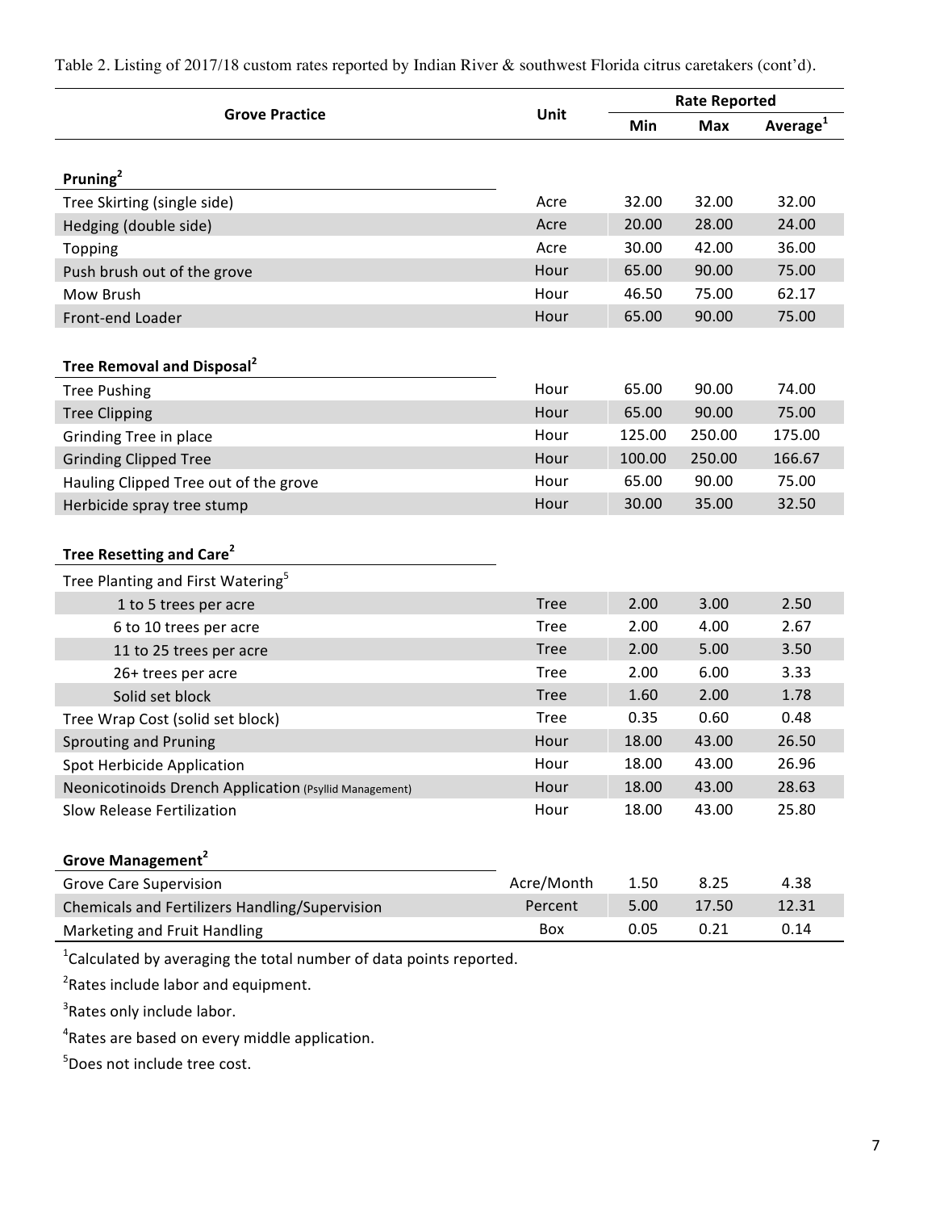Table 2. Listing of 2017/18 custom rates reported by Indian River & southwest Florida citrus caretakers (cont'd).

| Grove Practice | Unit | Rate Reported | | |
|---|---|---|---|---|
| | | Min | Max | Average[1] |
| **Pruning[2]** | | | | |
| Tree Skirting (single side) | Acre | 32.00 | 32.00 | 32.00 |
| Hedging (double side) | Acre | 20.00 | 28.00 | 24.00 |
| Topping | Acre | 30.00 | 42.00 | 36.00 |
| Push brush out of the grove | Hour | 65.00 | 90.00 | 75.00 |
| Mow Brush | Hour | 46.50 | 75.00 | 62.17 |
| Front-end Loader | Hour | 65.00 | 90.00 | 75.00 |
| **Tree Removal and Disposal[2]** | | | | |
| Tree Pushing | Hour | 65.00 | 90.00 | 74.00 |
| Tree Clipping | Hour | 65.00 | 90.00 | 75.00 |
| Grinding Tree in place | Hour | 125.00 | 250.00 | 175.00 |
| Grinding Clipped Tree | Hour | 100.00 | 250.00 | 166.67 |
| Hauling Clipped Tree out of the grove | Hour | 65.00 | 90.00 | 75.00 |
| Herbicide spray tree stump | Hour | 30.00 | 35.00 | 32.50 |
| **Tree Resetting and Care[2]** | | | | |
| Tree Planting and First Watering[5] | | | | |
| 1 to 5 trees per acre | Tree | 2.00 | 3.00 | 2.50 |
| 6 to 10 trees per acre | Tree | 2.00 | 4.00 | 2.67 |
| 11 to 25 trees per acre | Tree | 2.00 | 5.00 | 3.50 |
| 26+ trees per acre | Tree | 2.00 | 6.00 | 3.33 |
| Solid set block | Tree | 1.60 | 2.00 | 1.78 |
| Tree Wrap Cost (solid set block) | Tree | 0.35 | 0.60 | 0.48 |
| Sprouting and Pruning | Hour | 18.00 | 43.00 | 26.50 |
| Spot Herbicide Application | Hour | 18.00 | 43.00 | 26.96 |
| Neonicotinoids Drench Application (Psyllid Management) | Hour | 18.00 | 43.00 | 28.63 |
| Slow Release Fertilization | Hour | 18.00 | 43.00 | 25.80 |
| **Grove Management[2]** | | | | |
| Grove Care Supervision | Acre/Month | 1.50 | 8.25 | 4.38 |
| Chemicals and Fertilizers Handling/Supervision | Percent | 5.00 | 17.50 | 12.31 |
| Marketing and Fruit Handling | Box | 0.05 | 0.21 | 0.14 |

[1]Calculated by averaging the total number of data points reported.

[2]Rates include labor and equipment.

[3]Rates only include labor.

[4]Rates are based on every middle application.

[5]Does not include tree cost.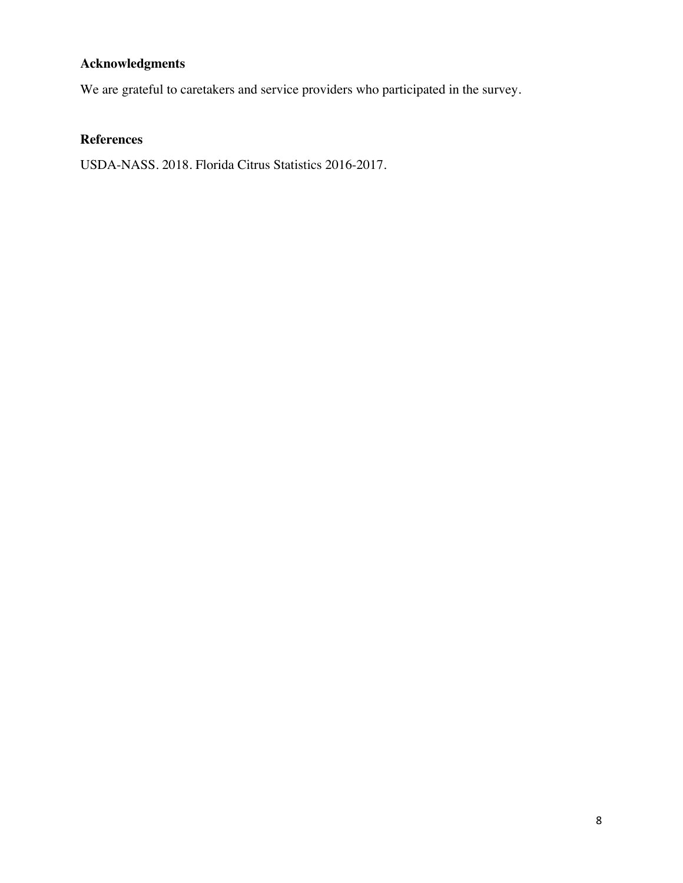## Acknowledgments

We are grateful to caretakers and service providers who participated in the survey.

## References

USDA-NASS. 2018. Florida Citrus Statistics 2016-2017.